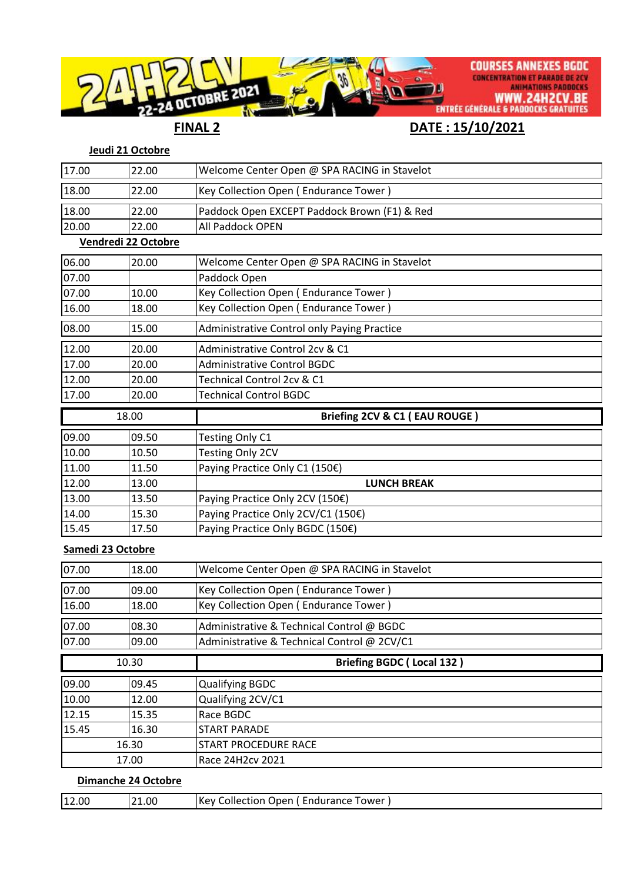24H2CV 22-24 OCTOBRE 2021

COURSES ANNEXES BGDC
CONCENTRATION ET PARADE DE 2CV
ANIMATIONS PADDOCKS
WWW.24H2CV.BE
ENTRÉE GÉNÉRALE & PADDOCKS GRATUITES

## FINAL 2 — DATE : 15/10/2021

### Jeudi 21 Octobre

| | | |
|---|---|---|
| 17.00 | 22.00 | Welcome Center Open @ SPA RACING in Stavelot |
| 18.00 | 22.00 | Key Collection Open ( Endurance Tower ) |
| 18.00 | 22.00 | Paddock Open EXCEPT Paddock Brown (F1) & Red |
| 20.00 | 22.00 | All Paddock OPEN |

### Vendredi 22 Octobre

| | | |
|---|---|---|
| 06.00 | 20.00 | Welcome Center Open @ SPA RACING in Stavelot |
| 07.00 | | Paddock Open |
| 07.00 | 10.00 | Key Collection Open ( Endurance Tower ) |
| 16.00 | 18.00 | Key Collection Open ( Endurance Tower ) |
| 08.00 | 15.00 | Administrative Control only Paying Practice |
| 12.00 | 20.00 | Administrative Control 2cv & C1 |
| 17.00 | 20.00 | Administrative Control BGDC |
| 12.00 | 20.00 | Technical Control 2cv & C1 |
| 17.00 | 20.00 | Technical Control BGDC |
| 18.00 | | **Briefing 2CV & C1 ( EAU ROUGE )** |
| 09.00 | 09.50 | Testing Only C1 |
| 10.00 | 10.50 | Testing Only 2CV |
| 11.00 | 11.50 | Paying Practice Only C1 (150€) |
| 12.00 | 13.00 | **LUNCH BREAK** |
| 13.00 | 13.50 | Paying Practice Only 2CV (150€) |
| 14.00 | 15.30 | Paying Practice Only 2CV/C1 (150€) |
| 15.45 | 17.50 | Paying Practice Only BGDC (150€) |

### Samedi 23 Octobre

| | | |
|---|---|---|
| 07.00 | 18.00 | Welcome Center Open @ SPA RACING in Stavelot |
| 07.00 | 09.00 | Key Collection Open ( Endurance Tower ) |
| 16.00 | 18.00 | Key Collection Open ( Endurance Tower ) |
| 07.00 | 08.30 | Administrative & Technical Control @ BGDC |
| 07.00 | 09.00 | Administrative & Technical Control @ 2CV/C1 |
| 10.30 | | **Briefing BGDC ( Local 132 )** |
| 09.00 | 09.45 | Qualifying BGDC |
| 10.00 | 12.00 | Qualifying 2CV/C1 |
| 12.15 | 15.35 | Race BGDC |
| 15.45 | 16.30 | START PARADE |
| 16.30 | | START PROCEDURE RACE |
| 17.00 | | Race 24H2cv 2021 |

### Dimanche 24 Octobre

| | | |
|---|---|---|
| 12.00 | 21.00 | Key Collection Open ( Endurance Tower ) |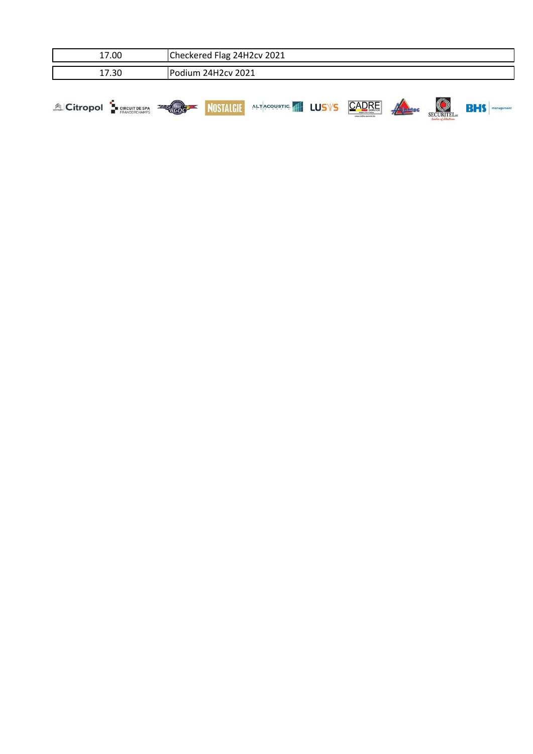| | |
|---|---|
| 17.00 | Checkered Flag 24H2cv 2021 |
| 17.30 | Podium 24H2cv 2021 |